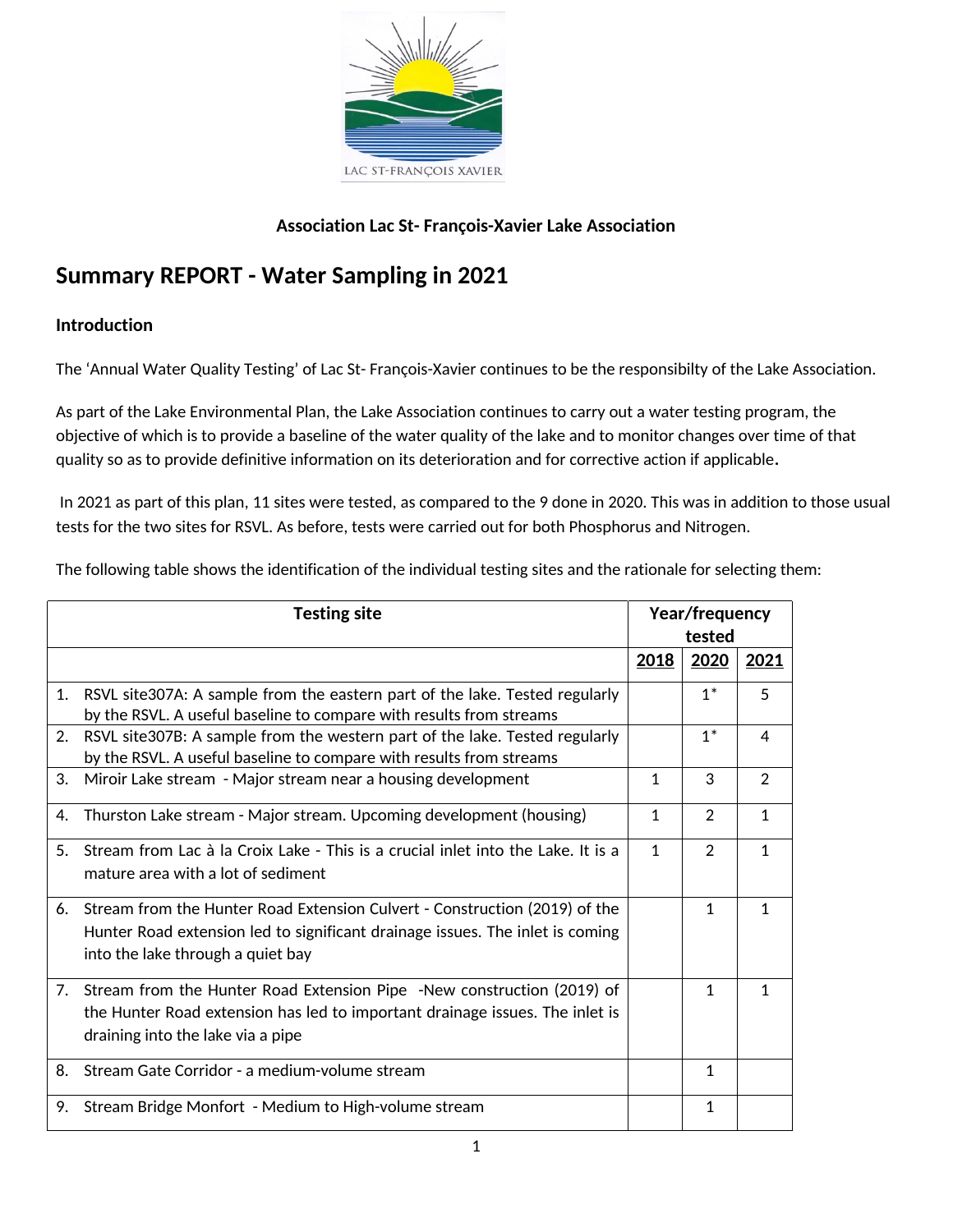**Association Lac St- François-Xavier Lake Association**

# Summary REPORT - Water Sampling in 2021

## Introduction

The 'Annual Water Quality Testing' of Lac St- François-Xavier continues to be the responsibilty of the Lake Association.

As part of the Lake Environmental Plan, the Lake Association continues to carry out a water testing program, the objective of which is to provide a baseline of the water quality of the lake and to monitor changes over time of that quality so as to provide definitive information on its deterioration and for corrective action if applicable.

In 2021 as part of this plan, 11 sites were tested, as compared to the 9 done in 2020. This was in addition to those usual tests for the two sites for RSVL. As before, tests were carried out for both Phosphorus and Nitrogen.

The following table shows the identification of the individual testing sites and the rationale for selecting them:

| Testing site | Year/frequency tested | | |
|---|---|---|---|
| | **2018** | **2020** | **2021** |
| 1. RSVL site307A: A sample from the eastern part of the lake. Tested regularly by the RSVL. A useful baseline to compare with results from streams | | 1* | 5 |
| 2. RSVL site307B: A sample from the western part of the lake. Tested regularly by the RSVL. A useful baseline to compare with results from streams | | 1* | 4 |
| 3. Miroir Lake stream - Major stream near a housing development | 1 | 3 | 2 |
| 4. Thurston Lake stream - Major stream. Upcoming development (housing) | 1 | 2 | 1 |
| 5. Stream from Lac à la Croix Lake - This is a crucial inlet into the Lake. It is a mature area with a lot of sediment | 1 | 2 | 1 |
| 6. Stream from the Hunter Road Extension Culvert - Construction (2019) of the Hunter Road extension led to significant drainage issues. The inlet is coming into the lake through a quiet bay | | 1 | 1 |
| 7. Stream from the Hunter Road Extension Pipe -New construction (2019) of the Hunter Road extension has led to important drainage issues. The inlet is draining into the lake via a pipe | | 1 | 1 |
| 8. Stream Gate Corridor - a medium-volume stream | | 1 | |
| 9. Stream Bridge Monfort - Medium to High-volume stream | | 1 | |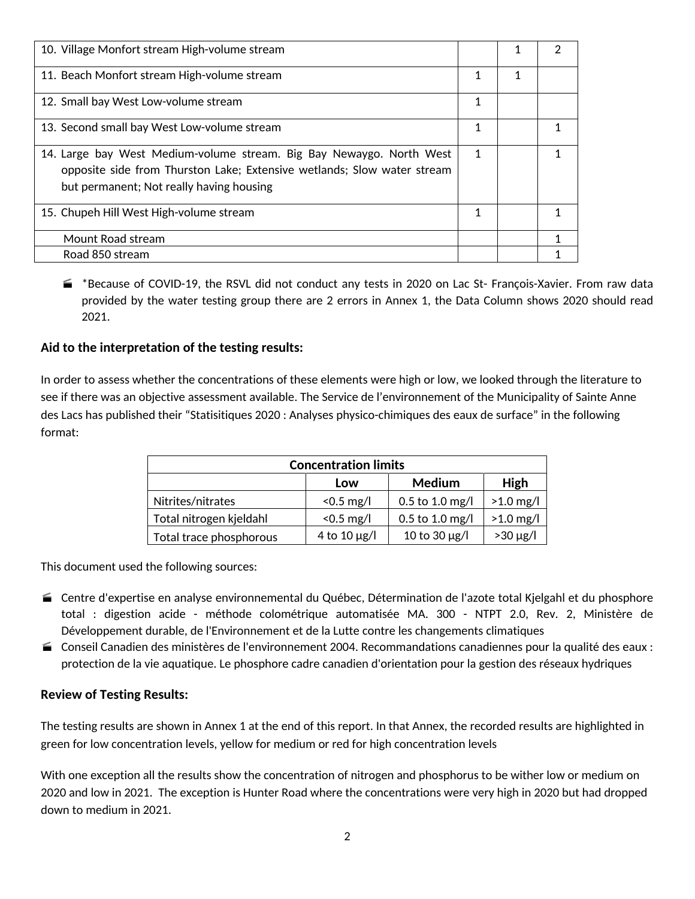| | | | |
|---|---|---|---|
| 10. Village Monfort stream High-volume stream | | 1 | 2 |
| 11. Beach Monfort stream High-volume stream | 1 | 1 | |
| 12. Small bay West Low-volume stream | 1 | | |
| 13. Second small bay West Low-volume stream | 1 | | 1 |
| 14. Large bay West Medium-volume stream. Big Bay Newaygo. North West opposite side from Thurston Lake; Extensive wetlands; Slow water stream but permanent; Not really having housing | 1 | | 1 |
| 15. Chupeh Hill West High-volume stream | 1 | | 1 |
| Mount Road stream | | | 1 |
| Road 850 stream | | | 1 |

- *Because of COVID-19, the RSVL did not conduct any tests in 2020 on Lac St- François-Xavier. From raw data provided by the water testing group there are 2 errors in Annex 1, the Data Column shows 2020 should read 2021.

### Aid to the interpretation of the testing results:

In order to assess whether the concentrations of these elements were high or low, we looked through the literature to see if there was an objective assessment available. The Service de l'environnement of the Municipality of Sainte Anne des Lacs has published their "Statisitiques 2020 : Analyses physico-chimiques des eaux de surface" in the following format:

| Concentration limits | | | |
|---|---|---|---|
| | **Low** | **Medium** | **High** |
| Nitrites/nitrates | <0.5 mg/l | 0.5 to 1.0 mg/l | >1.0 mg/l |
| Total nitrogen kjeldahl | <0.5 mg/l | 0.5 to 1.0 mg/l | >1.0 mg/l |
| Total trace phosphorous | 4 to 10 µg/l | 10 to 30 µg/l | >30 µg/l |

This document used the following sources:

- Centre d'expertise en analyse environnemental du Québec, Détermination de l'azote total Kjelgahl et du phosphore total : digestion acide - méthode colométrique automatisée MA. 300 - NTPT 2.0, Rev. 2, Ministère de Développement durable, de l'Environnement et de la Lutte contre les changements climatiques
- Conseil Canadien des ministères de l'environnement 2004. Recommandations canadiennes pour la qualité des eaux : protection de la vie aquatique. Le phosphore cadre canadien d'orientation pour la gestion des réseaux hydriques

### Review of Testing Results:

The testing results are shown in Annex 1 at the end of this report. In that Annex, the recorded results are highlighted in green for low concentration levels, yellow for medium or red for high concentration levels

With one exception all the results show the concentration of nitrogen and phosphorus to be wither low or medium on 2020 and low in 2021. The exception is Hunter Road where the concentrations were very high in 2020 but had dropped down to medium in 2021.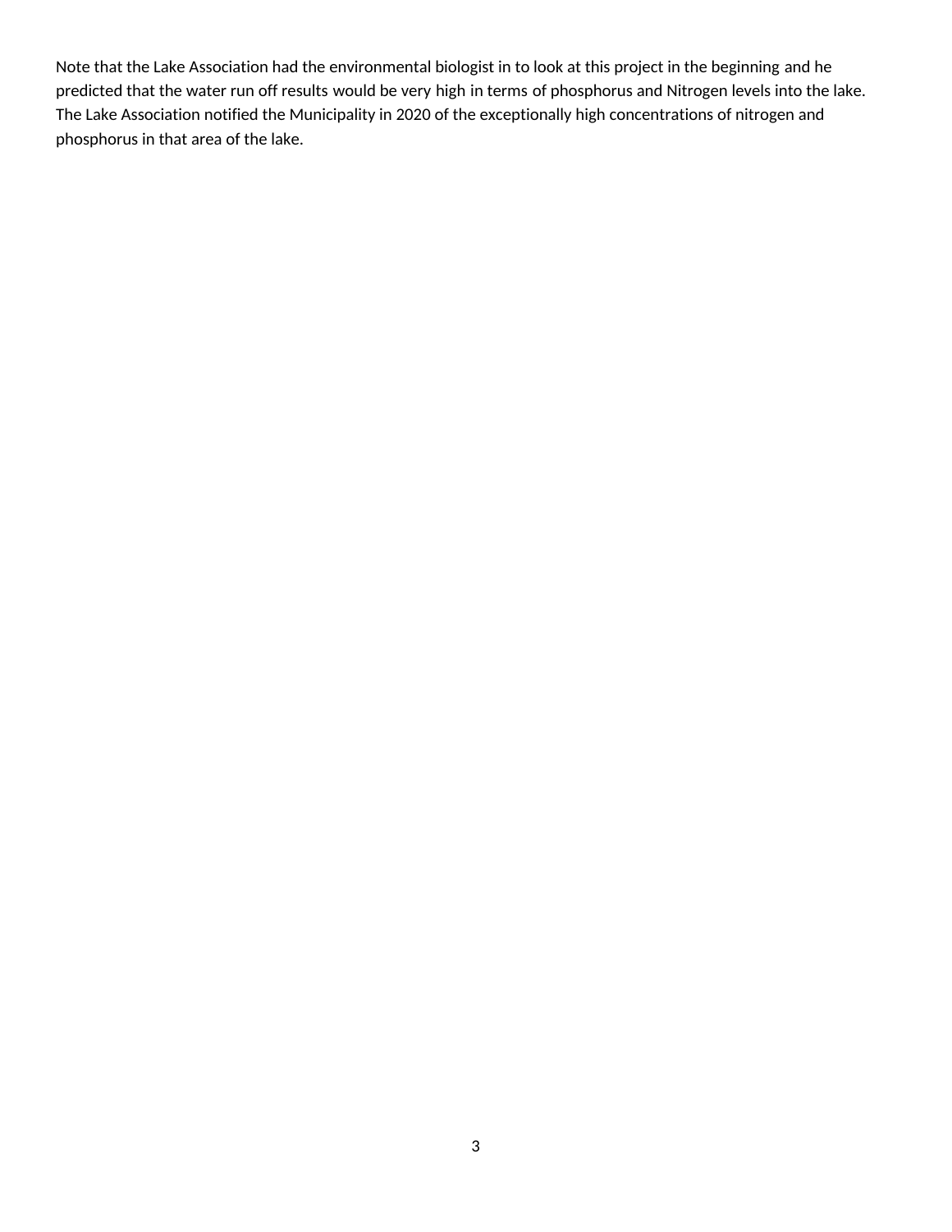Note that the Lake Association had the environmental biologist in to look at this project in the beginning and he predicted that the water run off results would be very high in terms of phosphorus and Nitrogen levels into the lake. The Lake Association notified the Municipality in 2020 of the exceptionally high concentrations of nitrogen and phosphorus in that area of the lake.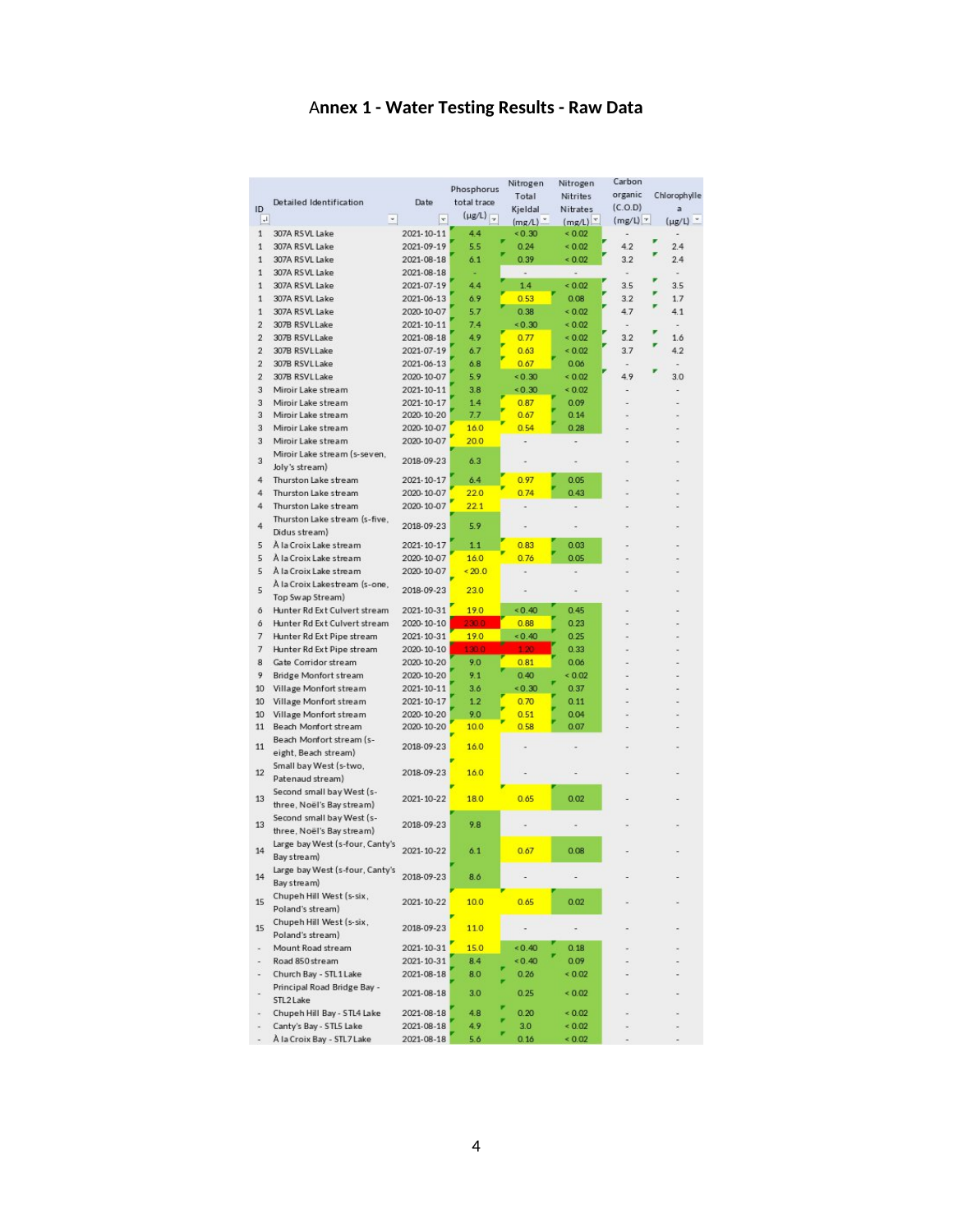# Annex 1 - Water Testing Results - Raw Data

| ID | Detailed Identification | Date | Phosphorus total trace (µg/L) | Nitrogen Total Kjeldal (mg/L) | Nitrogen Nitrites Nitrates (mg/L) | Carbon organic (C.O.D) (mg/L) | Chlorophylle a (µg/L) |
|---|---|---|---|---|---|---|---|
| 1 | 307A RSVL Lake | 2021-10-11 | 4.4 | < 0.30 | < 0.02 | - | - |
| 1 | 307A RSVL Lake | 2021-09-19 | 5.5 | 0.24 | < 0.02 | 4.2 | 2.4 |
| 1 | 307A RSVL Lake | 2021-08-18 | 6.1 | 0.39 | < 0.02 | 3.2 | 2.4 |
| 1 | 307A RSVL Lake | 2021-08-18 | - | - | - | - | - |
| 1 | 307A RSVL Lake | 2021-07-19 | 4.4 | 1.4 | < 0.02 | 3.5 | 3.5 |
| 1 | 307A RSVL Lake | 2021-06-13 | 6.9 | 0.53 | 0.08 | 3.2 | 1.7 |
| 1 | 307A RSVL Lake | 2020-10-07 | 5.7 | 0.38 | < 0.02 | 4.7 | 4.1 |
| 2 | 307B RSVL Lake | 2021-10-11 | 7.4 | < 0.30 | < 0.02 | - | - |
| 2 | 307B RSVL Lake | 2021-08-18 | 4.9 | 0.77 | < 0.02 | 3.2 | 1.6 |
| 2 | 307B RSVL Lake | 2021-07-19 | 6.7 | 0.63 | < 0.02 | 3.7 | 4.2 |
| 2 | 307B RSVL Lake | 2021-06-13 | 6.8 | 0.67 | 0.06 | - | - |
| 2 | 307B RSVL Lake | 2020-10-07 | 5.9 | < 0.30 | < 0.02 | 4.9 | 3.0 |
| 3 | Miroir Lake stream | 2021-10-11 | 3.8 | < 0.30 | < 0.02 | - | - |
| 3 | Miroir Lake stream | 2021-10-17 | 1.4 | 0.87 | 0.09 | - | - |
| 3 | Miroir Lake stream | 2020-10-20 | 7.7 | 0.67 | 0.14 | - | - |
| 3 | Miroir Lake stream | 2020-10-07 | 16.0 | 0.54 | 0.28 | - | - |
| 3 | Miroir Lake stream | 2020-10-07 | 20.0 | - | - | - | - |
| 3 | Miroir Lake stream (s-seven, Joly's stream) | 2018-09-23 | 6.3 | - | - | - | - |
| 4 | Thurston Lake stream | 2021-10-17 | 6.4 | 0.97 | 0.05 | - | - |
| 4 | Thurston Lake stream | 2020-10-07 | 22.0 | 0.74 | 0.43 | - | - |
| 4 | Thurston Lake stream | 2020-10-07 | 22.1 | - | - | - | - |
| 4 | Thurston Lake stream (s-five, Didus stream) | 2018-09-23 | 5.9 | - | - | - | - |
| 5 | À la Croix Lake stream | 2021-10-17 | 1.1 | 0.83 | 0.03 | - | - |
| 5 | À la Croix Lake stream | 2020-10-07 | 16.0 | 0.76 | 0.05 | - | - |
| 5 | À la Croix Lake stream | 2020-10-07 | < 20.0 | - | - | - | - |
| 5 | À la Croix Lakestream (s-one, Top Swap Stream) | 2018-09-23 | 23.0 | - | - | - | - |
| 6 | Hunter Rd Ext Culvert stream | 2021-10-31 | 19.0 | < 0.40 | 0.45 | - | - |
| 6 | Hunter Rd Ext Culvert stream | 2020-10-10 | 230.0 | 0.88 | 0.23 | - | - |
| 7 | Hunter Rd Ext Pipe stream | 2021-10-31 | 19.0 | < 0.40 | 0.25 | - | - |
| 7 | Hunter Rd Ext Pipe stream | 2020-10-10 | 130.0 | 1.20 | 0.33 | - | - |
| 8 | Gate Corridor stream | 2020-10-20 | 9.0 | 0.81 | 0.06 | - | - |
| 9 | Bridge Monfort stream | 2020-10-20 | 9.1 | 0.40 | < 0.02 | - | - |
| 10 | Village Monfort stream | 2021-10-11 | 3.6 | < 0.30 | 0.37 | - | - |
| 10 | Village Monfort stream | 2021-10-17 | 1.2 | 0.70 | 0.11 | - | - |
| 10 | Village Monfort stream | 2020-10-20 | 9.0 | 0.51 | 0.04 | - | - |
| 11 | Beach Monfort stream | 2020-10-20 | 10.0 | 0.58 | 0.07 | - | - |
| 11 | Beach Monfort stream (s-eight, Beach stream) | 2018-09-23 | 16.0 | - | - | - | - |
| 12 | Small bay West (s-two, Patenaud stream) | 2018-09-23 | 16.0 | - | - | - | - |
| 13 | Second small bay West (s-three, Noël's Bay stream) | 2021-10-22 | 18.0 | 0.65 | 0.02 | - | - |
| 13 | Second small bay West (s-three, Noël's Bay stream) | 2018-09-23 | 9.8 | - | - | - | - |
| 14 | Large bay West (s-four, Canty's Bay stream) | 2021-10-22 | 6.1 | 0.67 | 0.08 | - | - |
| 14 | Large bay West (s-four, Canty's Bay stream) | 2018-09-23 | 8.6 | - | - | - | - |
| 15 | Chupeh Hill West (s-six, Poland's stream) | 2021-10-22 | 10.0 | 0.65 | 0.02 | - | - |
| 15 | Chupeh Hill West (s-six, Poland's stream) | 2018-09-23 | 11.0 | - | - | - | - |
| - | Mount Road stream | 2021-10-31 | 15.0 | < 0.40 | 0.18 | - | - |
| - | Road 850 stream | 2021-10-31 | 8.4 | < 0.40 | 0.09 | - | - |
| - | Church Bay - STL1 Lake | 2021-08-18 | 8.0 | 0.26 | < 0.02 | - | - |
| - | Principal Road Bridge Bay - STL2 Lake | 2021-08-18 | 3.0 | 0.25 | < 0.02 | - | - |
| - | Chupeh Hill Bay - STL4 Lake | 2021-08-18 | 4.8 | 0.20 | < 0.02 | - | - |
| - | Canty's Bay - STL5 Lake | 2021-08-18 | 4.9 | 3.0 | < 0.02 | - | - |
| - | À la Croix Bay - STL7 Lake | 2021-08-18 | 5.6 | 0.16 | < 0.02 | - | - |